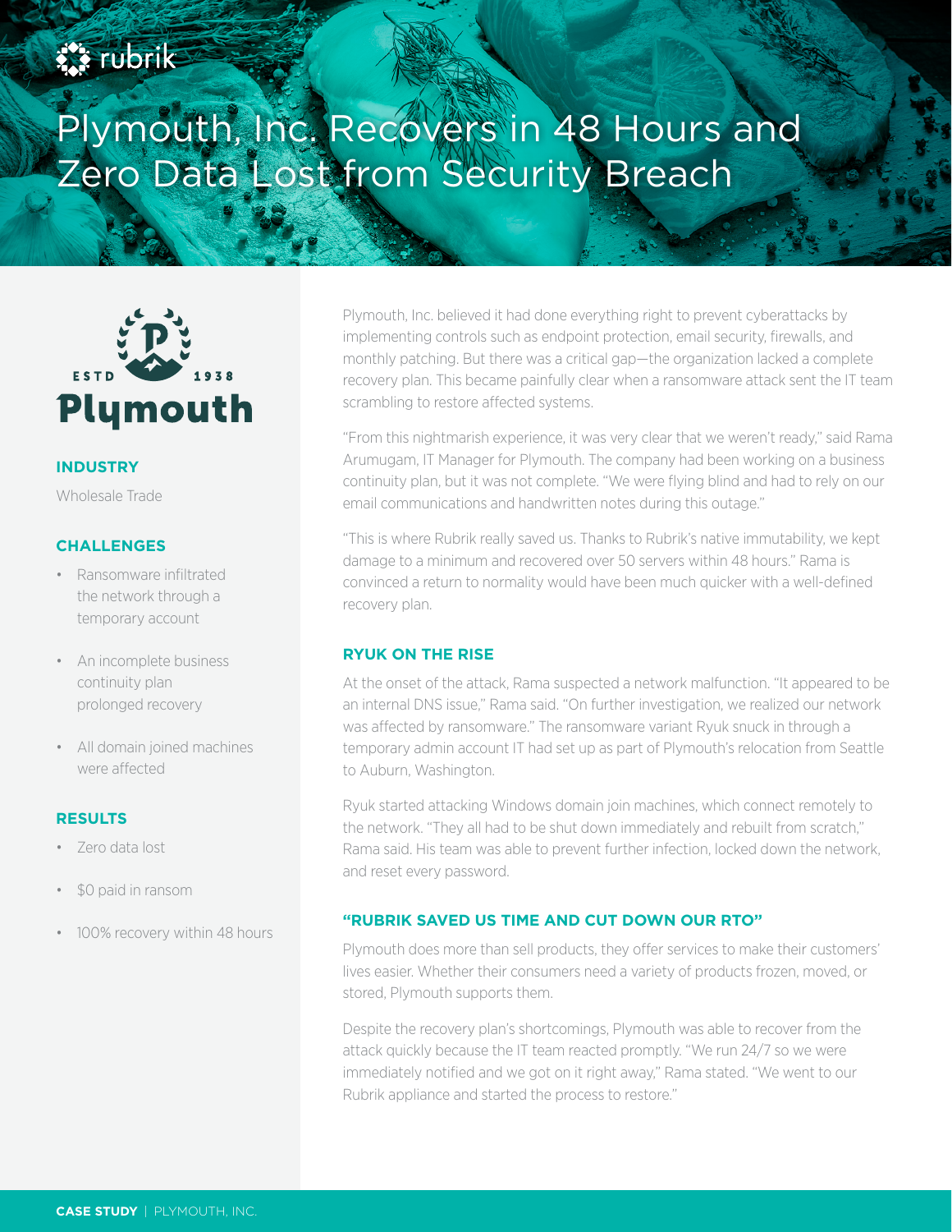# Plymouth, Inc. Recovers in 48 Hours and Zero Data Lost from Security Breach

Plymouth

ESTD 1938

### INDUSTRY

Wholesale Trade

### CHALLENGES

- Ransomware infiltrated the network through a temporary account
- An incomplete business continuity plan prolonged recovery
- All domain joined machines were affected

### RESULTS

- Zero data lost
- $0 paid in ransom
- 100% recovery within 48 hours

Plymouth, Inc. believed it had done everything right to prevent cyberattacks by implementing controls such as endpoint protection, email security, firewalls, and monthly patching. But there was a critical gap—the organization lacked a complete recovery plan. This became painfully clear when a ransomware attack sent the IT team scrambling to restore affected systems.

"From this nightmarish experience, it was very clear that we weren't ready," said Rama Arumugam, IT Manager for Plymouth. The company had been working on a business continuity plan, but it was not complete. "We were flying blind and had to rely on our email communications and handwritten notes during this outage."

"This is where Rubrik really saved us. Thanks to Rubrik's native immutability, we kept damage to a minimum and recovered over 50 servers within 48 hours." Rama is convinced a return to normality would have been much quicker with a well-defined recovery plan.

## RYUK ON THE RISE

At the onset of the attack, Rama suspected a network malfunction. "It appeared to be an internal DNS issue," Rama said. "On further investigation, we realized our network was affected by ransomware." The ransomware variant Ryuk snuck in through a temporary admin account IT had set up as part of Plymouth's relocation from Seattle to Auburn, Washington.

Ryuk started attacking Windows domain join machines, which connect remotely to the network. "They all had to be shut down immediately and rebuilt from scratch," Rama said. His team was able to prevent further infection, locked down the network, and reset every password.

## "RUBRIK SAVED US TIME AND CUT DOWN OUR RTO"

Plymouth does more than sell products, they offer services to make their customers' lives easier. Whether their consumers need a variety of products frozen, moved, or stored, Plymouth supports them.

Despite the recovery plan's shortcomings, Plymouth was able to recover from the attack quickly because the IT team reacted promptly. "We run 24/7 so we were immediately notified and we got on it right away," Rama stated. "We went to our Rubrik appliance and started the process to restore."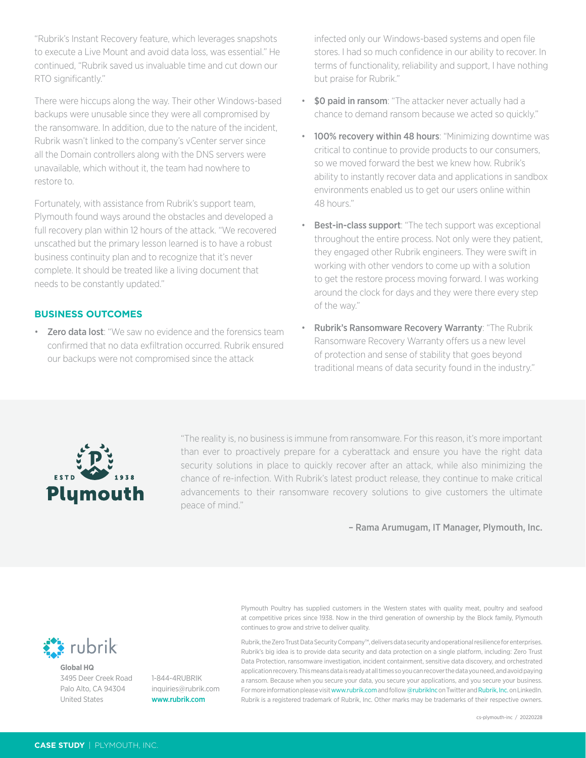"Rubrik's Instant Recovery feature, which leverages snapshots to execute a Live Mount and avoid data loss, was essential." He continued, "Rubrik saved us invaluable time and cut down our RTO significantly."

There were hiccups along the way. Their other Windows-based backups were unusable since they were all compromised by the ransomware. In addition, due to the nature of the incident, Rubrik wasn't linked to the company's vCenter server since all the Domain controllers along with the DNS servers were unavailable, which without it, the team had nowhere to restore to.

Fortunately, with assistance from Rubrik's support team, Plymouth found ways around the obstacles and developed a full recovery plan within 12 hours of the attack. "We recovered unscathed but the primary lesson learned is to have a robust business continuity plan and to recognize that it's never complete. It should be treated like a living document that needs to be constantly updated."

## BUSINESS OUTCOMES

- **Zero data lost**: "We saw no evidence and the forensics team confirmed that no data exfiltration occurred. Rubrik ensured our backups were not compromised since the attack infected only our Windows-based systems and open file stores. I had so much confidence in our ability to recover. In terms of functionality, reliability and support, I have nothing but praise for Rubrik."
- **$0 paid in ransom**: "The attacker never actually had a chance to demand ransom because we acted so quickly."
- **100% recovery within 48 hours**: "Minimizing downtime was critical to continue to provide products to our consumers, so we moved forward the best we knew how. Rubrik's ability to instantly recover data and applications in sandbox environments enabled us to get our users online within 48 hours."
- **Best-in-class support**: "The tech support was exceptional throughout the entire process. Not only were they patient, they engaged other Rubrik engineers. They were swift in working with other vendors to come up with a solution to get the restore process moving forward. I was working around the clock for days and they were there every step of the way."
- **Rubrik's Ransomware Recovery Warranty**: "The Rubrik Ransomware Recovery Warranty offers us a new level of protection and sense of stability that goes beyond traditional means of data security found in the industry."

ESTD 1938 Plymouth

"The reality is, no business is immune from ransomware. For this reason, it's more important than ever to proactively prepare for a cyberattack and ensure you have the right data security solutions in place to quickly recover after an attack, while also minimizing the chance of re-infection. With Rubrik's latest product release, they continue to make critical advancements to their ransomware recovery solutions to give customers the ultimate peace of mind."

**– Rama Arumugam, IT Manager, Plymouth, Inc.**

rubrik

**Global HQ**
3495 Deer Creek Road
Palo Alto, CA 94304
United States

1-844-4RUBRIK
inquiries@rubrik.com
www.rubrik.com

Plymouth Poultry has supplied customers in the Western states with quality meat, poultry and seafood at competitive prices since 1938. Now in the third generation of ownership by the Block family, Plymouth continues to grow and strive to deliver quality.

Rubrik, the Zero Trust Data Security Company™, delivers data security and operational resilience for enterprises. Rubrik's big idea is to provide data security and data protection on a single platform, including: Zero Trust Data Protection, ransomware investigation, incident containment, sensitive data discovery, and orchestrated application recovery. This means data is ready at all times so you can recover the data you need, and avoid paying a ransom. Because when you secure your data, you secure your applications, and you secure your business. For more information please visit www.rubrik.com and follow @rubrikInc on Twitter and Rubrik, Inc. on LinkedIn. Rubrik is a registered trademark of Rubrik, Inc. Other marks may be trademarks of their respective owners.

cs-plymouth-inc / 20220228

**CASE STUDY** | PLYMOUTH, INC.